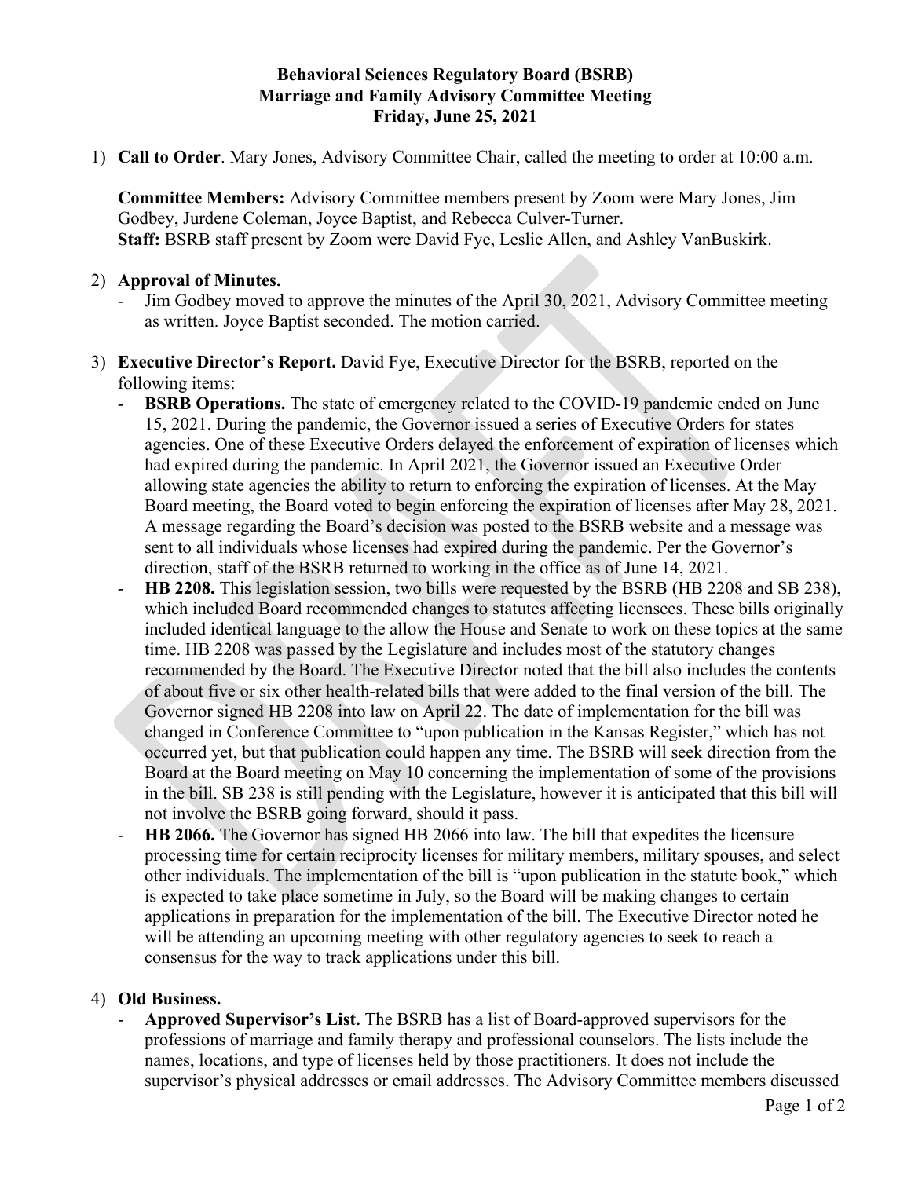**Behavioral Sciences Regulatory Board (BSRB)**
**Marriage and Family Advisory Committee Meeting**
**Friday, June 25, 2021**

1) **Call to Order**. Mary Jones, Advisory Committee Chair, called the meeting to order at 10:00 a.m.

   **Committee Members:** Advisory Committee members present by Zoom were Mary Jones, Jim Godbey, Jurdene Coleman, Joyce Baptist, and Rebecca Culver-Turner.
   **Staff:** BSRB staff present by Zoom were David Fye, Leslie Allen, and Ashley VanBuskirk.

2) **Approval of Minutes.**
   - Jim Godbey moved to approve the minutes of the April 30, 2021, Advisory Committee meeting as written. Joyce Baptist seconded. The motion carried.

3) **Executive Director's Report.** David Fye, Executive Director for the BSRB, reported on the following items:
   - **BSRB Operations.** The state of emergency related to the COVID-19 pandemic ended on June 15, 2021. During the pandemic, the Governor issued a series of Executive Orders for states agencies. One of these Executive Orders delayed the enforcement of expiration of licenses which had expired during the pandemic. In April 2021, the Governor issued an Executive Order allowing state agencies the ability to return to enforcing the expiration of licenses. At the May Board meeting, the Board voted to begin enforcing the expiration of licenses after May 28, 2021. A message regarding the Board's decision was posted to the BSRB website and a message was sent to all individuals whose licenses had expired during the pandemic. Per the Governor's direction, staff of the BSRB returned to working in the office as of June 14, 2021.
   - **HB 2208.** This legislation session, two bills were requested by the BSRB (HB 2208 and SB 238), which included Board recommended changes to statutes affecting licensees. These bills originally included identical language to the allow the House and Senate to work on these topics at the same time. HB 2208 was passed by the Legislature and includes most of the statutory changes recommended by the Board. The Executive Director noted that the bill also includes the contents of about five or six other health-related bills that were added to the final version of the bill. The Governor signed HB 2208 into law on April 22. The date of implementation for the bill was changed in Conference Committee to "upon publication in the Kansas Register," which has not occurred yet, but that publication could happen any time. The BSRB will seek direction from the Board at the Board meeting on May 10 concerning the implementation of some of the provisions in the bill. SB 238 is still pending with the Legislature, however it is anticipated that this bill will not involve the BSRB going forward, should it pass.
   - **HB 2066.** The Governor has signed HB 2066 into law. The bill that expedites the licensure processing time for certain reciprocity licenses for military members, military spouses, and select other individuals. The implementation of the bill is "upon publication in the statute book," which is expected to take place sometime in July, so the Board will be making changes to certain applications in preparation for the implementation of the bill. The Executive Director noted he will be attending an upcoming meeting with other regulatory agencies to seek to reach a consensus for the way to track applications under this bill.

4) **Old Business.**
   - **Approved Supervisor's List.** The BSRB has a list of Board-approved supervisors for the professions of marriage and family therapy and professional counselors. The lists include the names, locations, and type of licenses held by those practitioners. It does not include the supervisor's physical addresses or email addresses. The Advisory Committee members discussed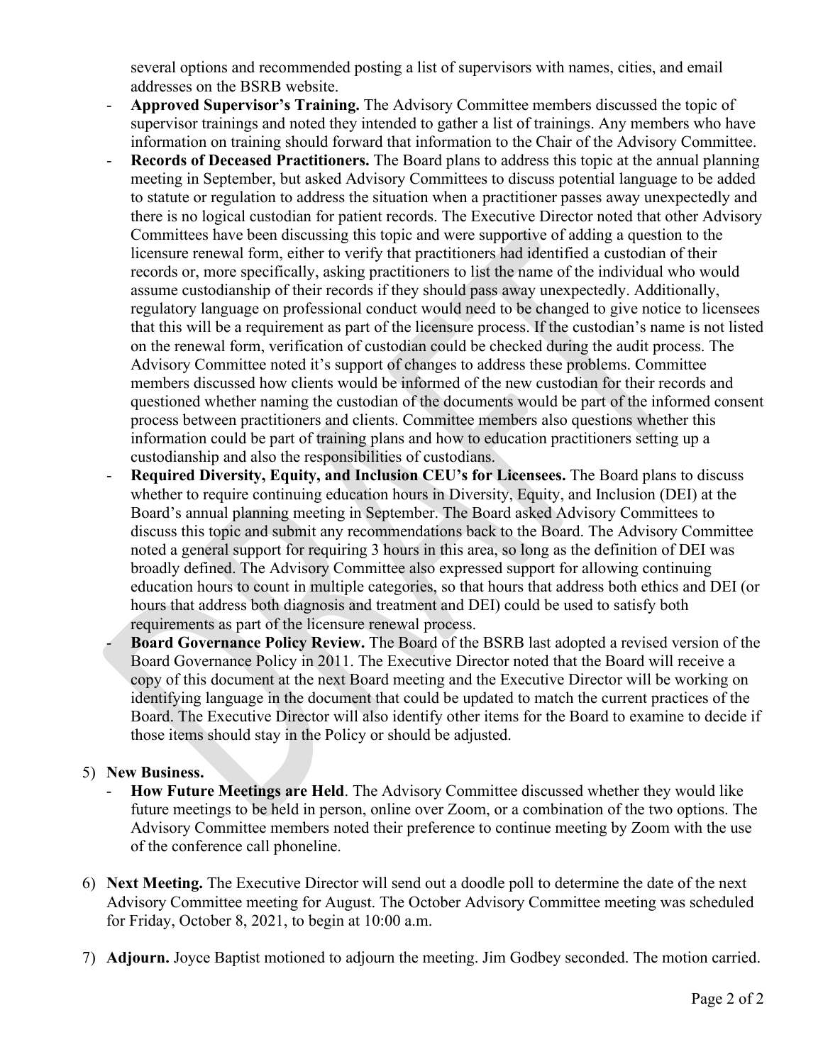several options and recommended posting a list of supervisors with names, cities, and email addresses on the BSRB website.

- **Approved Supervisor's Training.** The Advisory Committee members discussed the topic of supervisor trainings and noted they intended to gather a list of trainings. Any members who have information on training should forward that information to the Chair of the Advisory Committee.
- **Records of Deceased Practitioners.** The Board plans to address this topic at the annual planning meeting in September, but asked Advisory Committees to discuss potential language to be added to statute or regulation to address the situation when a practitioner passes away unexpectedly and there is no logical custodian for patient records. The Executive Director noted that other Advisory Committees have been discussing this topic and were supportive of adding a question to the licensure renewal form, either to verify that practitioners had identified a custodian of their records or, more specifically, asking practitioners to list the name of the individual who would assume custodianship of their records if they should pass away unexpectedly. Additionally, regulatory language on professional conduct would need to be changed to give notice to licensees that this will be a requirement as part of the licensure process. If the custodian's name is not listed on the renewal form, verification of custodian could be checked during the audit process. The Advisory Committee noted it's support of changes to address these problems. Committee members discussed how clients would be informed of the new custodian for their records and questioned whether naming the custodian of the documents would be part of the informed consent process between practitioners and clients. Committee members also questions whether this information could be part of training plans and how to education practitioners setting up a custodianship and also the responsibilities of custodians.
- **Required Diversity, Equity, and Inclusion CEU's for Licensees.** The Board plans to discuss whether to require continuing education hours in Diversity, Equity, and Inclusion (DEI) at the Board's annual planning meeting in September. The Board asked Advisory Committees to discuss this topic and submit any recommendations back to the Board. The Advisory Committee noted a general support for requiring 3 hours in this area, so long as the definition of DEI was broadly defined. The Advisory Committee also expressed support for allowing continuing education hours to count in multiple categories, so that hours that address both ethics and DEI (or hours that address both diagnosis and treatment and DEI) could be used to satisfy both requirements as part of the licensure renewal process.
- **Board Governance Policy Review.** The Board of the BSRB last adopted a revised version of the Board Governance Policy in 2011. The Executive Director noted that the Board will receive a copy of this document at the next Board meeting and the Executive Director will be working on identifying language in the document that could be updated to match the current practices of the Board. The Executive Director will also identify other items for the Board to examine to decide if those items should stay in the Policy or should be adjusted.

5) **New Business.**
   - **How Future Meetings are Held**. The Advisory Committee discussed whether they would like future meetings to be held in person, online over Zoom, or a combination of the two options. The Advisory Committee members noted their preference to continue meeting by Zoom with the use of the conference call phoneline.

6) **Next Meeting.** The Executive Director will send out a doodle poll to determine the date of the next Advisory Committee meeting for August. The October Advisory Committee meeting was scheduled for Friday, October 8, 2021, to begin at 10:00 a.m.

7) **Adjourn.** Joyce Baptist motioned to adjourn the meeting. Jim Godbey seconded. The motion carried.